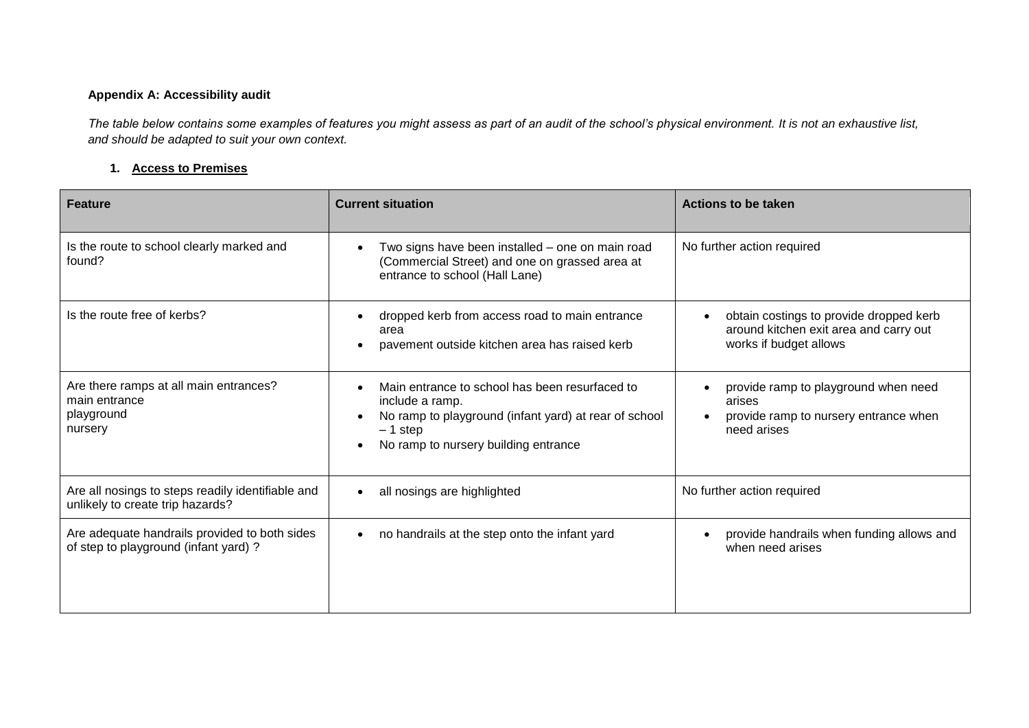**Appendix A: Accessibility audit**

*The table below contains some examples of features you might assess as part of an audit of the school's physical environment. It is not an exhaustive list, and should be adapted to suit your own context.*

1. **Access to Premises**

| Feature | Current situation | Actions to be taken |
|---|---|---|
| Is the route to school clearly marked and found? | • Two signs have been installed – one on main road (Commercial Street) and one on grassed area at entrance to school (Hall Lane) | No further action required |
| Is the route free of kerbs? | • dropped kerb from access road to main entrance area<br>• pavement outside kitchen area has raised kerb | • obtain costings to provide dropped kerb around kitchen exit area and carry out works if budget allows |
| Are there ramps at all main entrances?<br>main entrance<br>playground<br>nursery | • Main entrance to school has been resurfaced to include a ramp.<br>• No ramp to playground (infant yard) at rear of school – 1 step<br>• No ramp to nursery building entrance | • provide ramp to playground when need arises<br>• provide ramp to nursery entrance when need arises |
| Are all nosings to steps readily identifiable and unlikely to create trip hazards? | • all nosings are highlighted | No further action required |
| Are adequate handrails provided to both sides of step to playground (infant yard) ? | • no handrails at the step onto the infant yard | • provide handrails when funding allows and when need arises |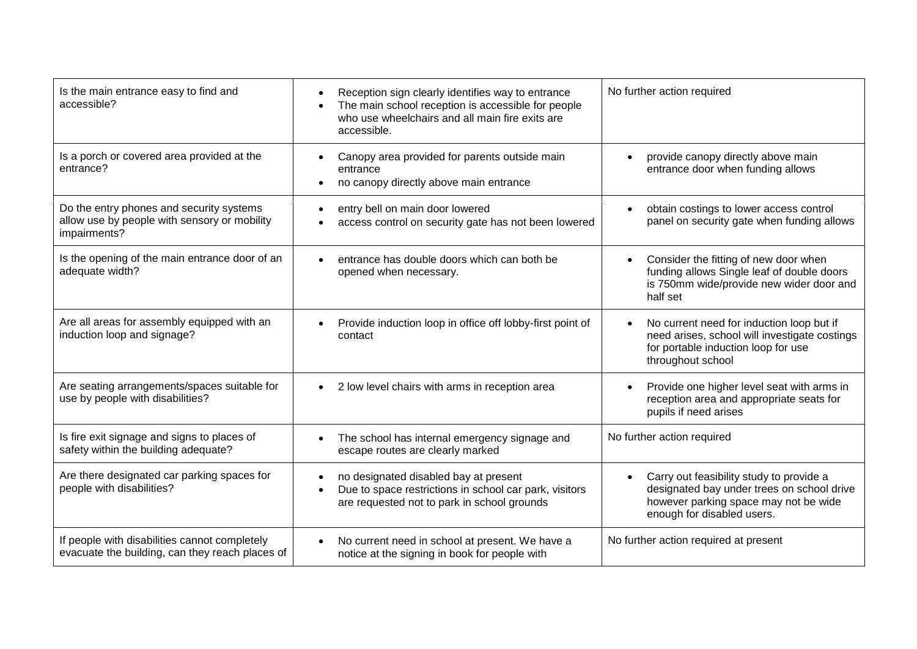| | | |
|---|---|---|
| Is the main entrance easy to find and accessible? | • Reception sign clearly identifies way to entrance<br>• The main school reception is accessible for people who use wheelchairs and all main fire exits are accessible. | No further action required |
| Is a porch or covered area provided at the entrance? | • Canopy area provided for parents outside main entrance<br>• no canopy directly above main entrance | • provide canopy directly above main entrance door when funding allows |
| Do the entry phones and security systems allow use by people with sensory or mobility impairments? | • entry bell on main door lowered<br>• access control on security gate has not been lowered | • obtain costings to lower access control panel on security gate when funding allows |
| Is the opening of the main entrance door of an adequate width? | • entrance has double doors which can both be opened when necessary. | • Consider the fitting of new door when funding allows Single leaf of double doors is 750mm wide/provide new wider door and half set |
| Are all areas for assembly equipped with an induction loop and signage? | • Provide induction loop in office off lobby-first point of contact | • No current need for induction loop but if need arises, school will investigate costings for portable induction loop for use throughout school |
| Are seating arrangements/spaces suitable for use by people with disabilities? | • 2 low level chairs with arms in reception area | • Provide one higher level seat with arms in reception area and appropriate seats for pupils if need arises |
| Is fire exit signage and signs to places of safety within the building adequate? | • The school has internal emergency signage and escape routes are clearly marked | No further action required |
| Are there designated car parking spaces for people with disabilities? | • no designated disabled bay at present<br>• Due to space restrictions in school car park, visitors are requested not to park in school grounds | • Carry out feasibility study to provide a designated bay under trees on school drive however parking space may not be wide enough for disabled users. |
| If people with disabilities cannot completely evacuate the building, can they reach places of | • No current need in school at present. We have a notice at the signing in book for people with | No further action required at present |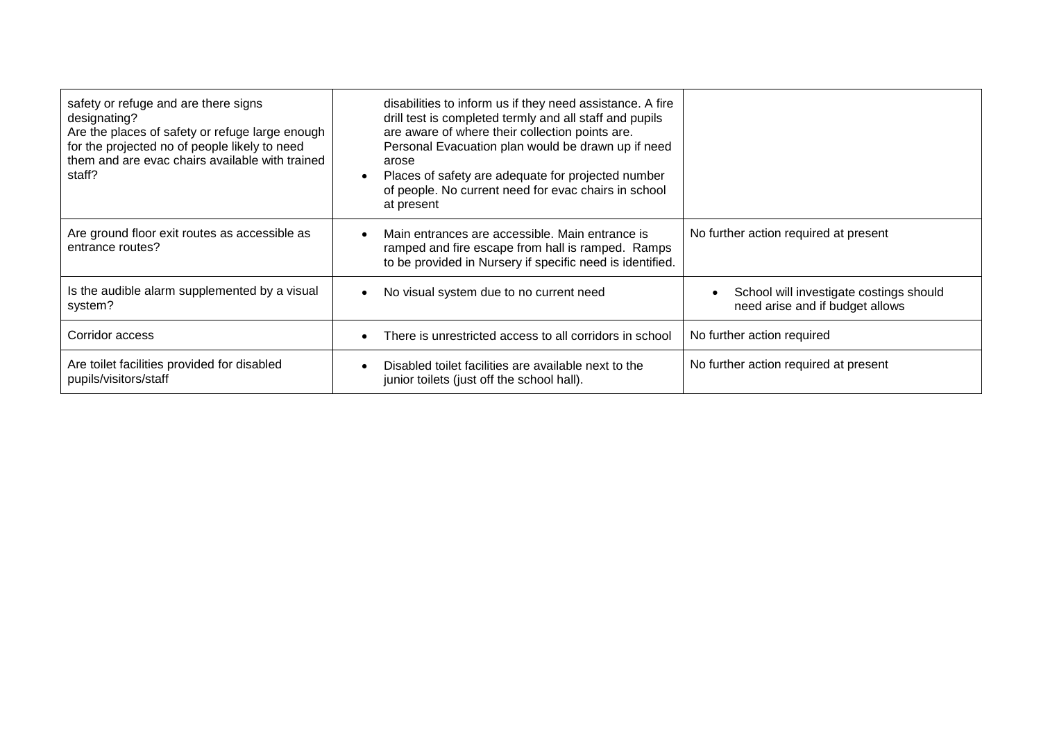| | | |
|---|---|---|
| safety or refuge and are there signs designating?<br>Are the places of safety or refuge large enough for the projected no of people likely to need them and are evac chairs available with trained staff? | disabilities to inform us if they need assistance. A fire drill test is completed termly and all staff and pupils are aware of where their collection points are. Personal Evacuation plan would be drawn up if need arose<br>• Places of safety are adequate for projected number of people. No current need for evac chairs in school at present | |
| Are ground floor exit routes as accessible as entrance routes? | • Main entrances are accessible. Main entrance is ramped and fire escape from hall is ramped. Ramps to be provided in Nursery if specific need is identified. | No further action required at present |
| Is the audible alarm supplemented by a visual system? | • No visual system due to no current need | • School will investigate costings should need arise and if budget allows |
| Corridor access | • There is unrestricted access to all corridors in school | No further action required |
| Are toilet facilities provided for disabled pupils/visitors/staff | • Disabled toilet facilities are available next to the junior toilets (just off the school hall). | No further action required at present |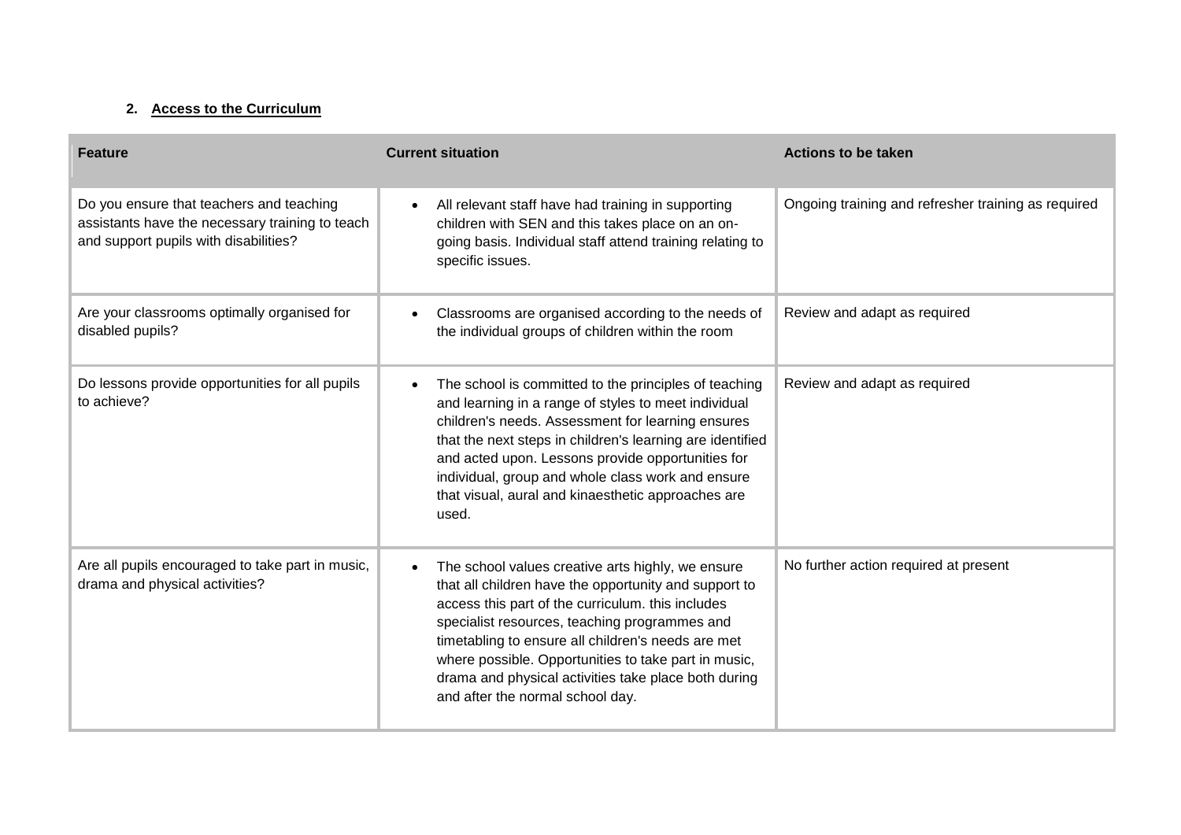## 2. Access to the Curriculum

| Feature | Current situation | Actions to be taken |
|---|---|---|
| Do you ensure that teachers and teaching assistants have the necessary training to teach and support pupils with disabilities? | • All relevant staff have had training in supporting children with SEN and this takes place on an on-going basis. Individual staff attend training relating to specific issues. | Ongoing training and refresher training as required |
| Are your classrooms optimally organised for disabled pupils? | • Classrooms are organised according to the needs of the individual groups of children within the room | Review and adapt as required |
| Do lessons provide opportunities for all pupils to achieve? | • The school is committed to the principles of teaching and learning in a range of styles to meet individual children's needs. Assessment for learning ensures that the next steps in children's learning are identified and acted upon. Lessons provide opportunities for individual, group and whole class work and ensure that visual, aural and kinaesthetic approaches are used. | Review and adapt as required |
| Are all pupils encouraged to take part in music, drama and physical activities? | • The school values creative arts highly, we ensure that all children have the opportunity and support to access this part of the curriculum. this includes specialist resources, teaching programmes and timetabling to ensure all children's needs are met where possible. Opportunities to take part in music, drama and physical activities take place both during and after the normal school day. | No further action required at present |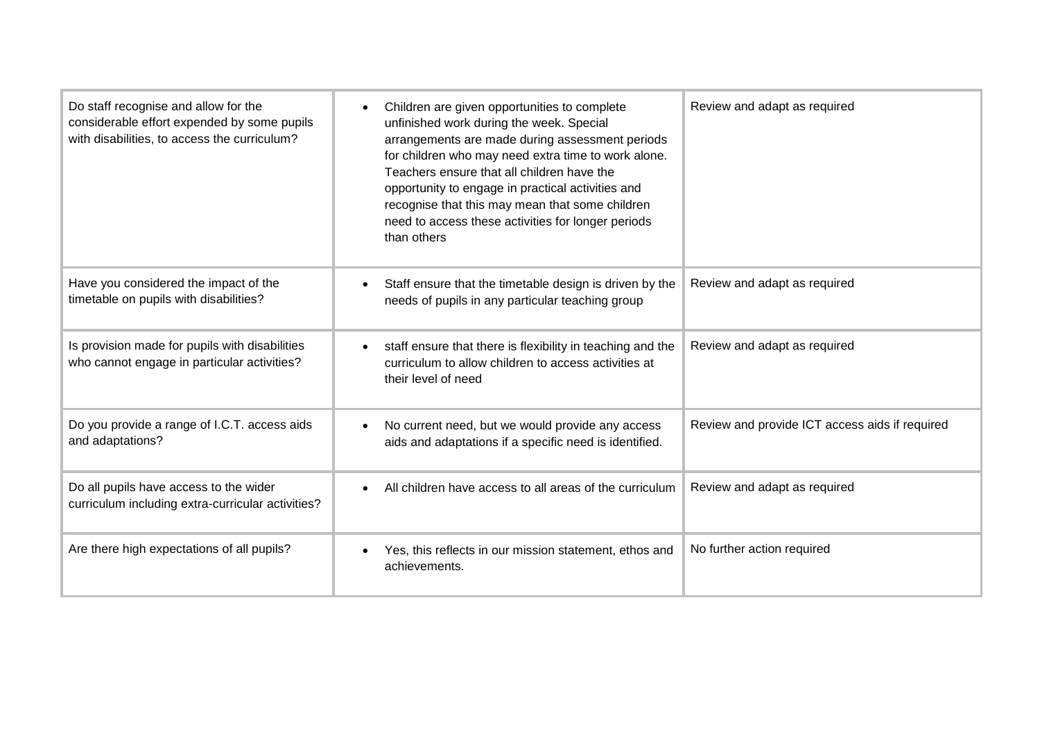| | | |
|---|---|---|
| Do staff recognise and allow for the considerable effort expended by some pupils with disabilities, to access the curriculum? | • Children are given opportunities to complete unfinished work during the week. Special arrangements are made during assessment periods for children who may need extra time to work alone. Teachers ensure that all children have the opportunity to engage in practical activities and recognise that this may mean that some children need to access these activities for longer periods than others | Review and adapt as required |
| Have you considered the impact of the timetable on pupils with disabilities? | • Staff ensure that the timetable design is driven by the needs of pupils in any particular teaching group | Review and adapt as required |
| Is provision made for pupils with disabilities who cannot engage in particular activities? | • staff ensure that there is flexibility in teaching and the curriculum to allow children to access activities at their level of need | Review and adapt as required |
| Do you provide a range of I.C.T. access aids and adaptations? | • No current need, but we would provide any access aids and adaptations if a specific need is identified. | Review and provide ICT access aids if required |
| Do all pupils have access to the wider curriculum including extra-curricular activities? | • All children have access to all areas of the curriculum | Review and adapt as required |
| Are there high expectations of all pupils? | • Yes, this reflects in our mission statement, ethos and achievements. | No further action required |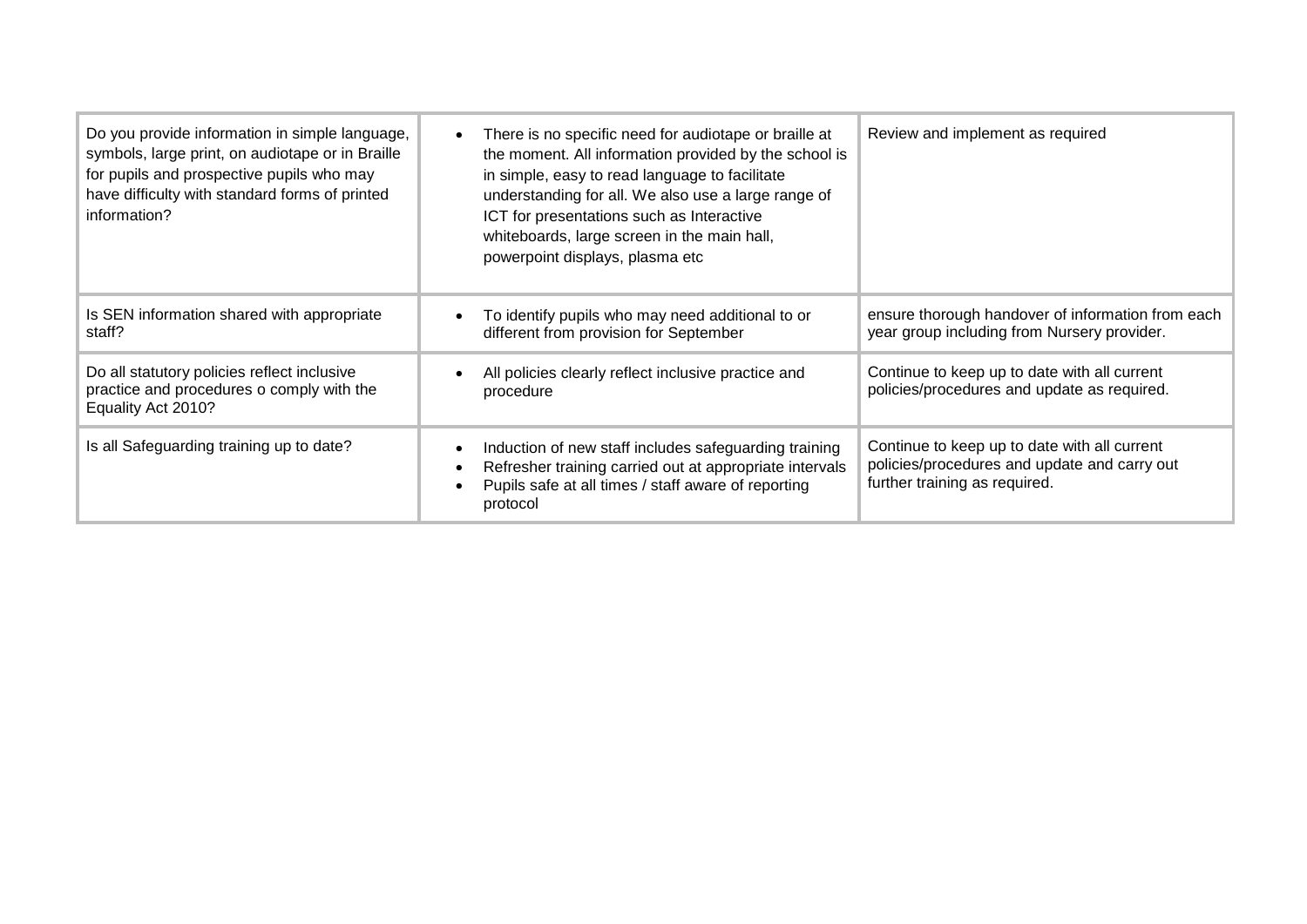| | | |
|---|---|---|
| Do you provide information in simple language, symbols, large print, on audiotape or in Braille for pupils and prospective pupils who may have difficulty with standard forms of printed information? | • There is no specific need for audiotape or braille at the moment. All information provided by the school is in simple, easy to read language to facilitate understanding for all. We also use a large range of ICT for presentations such as Interactive whiteboards, large screen in the main hall, powerpoint displays, plasma etc | Review and implement as required |
| Is SEN information shared with appropriate staff? | • To identify pupils who may need additional to or different from provision for September | ensure thorough handover of information from each year group including from Nursery provider. |
| Do all statutory policies reflect inclusive practice and procedures o comply with the Equality Act 2010? | • All policies clearly reflect inclusive practice and procedure | Continue to keep up to date with all current policies/procedures and update as required. |
| Is all Safeguarding training up to date? | • Induction of new staff includes safeguarding training<br>• Refresher training carried out at appropriate intervals<br>• Pupils safe at all times / staff aware of reporting protocol | Continue to keep up to date with all current policies/procedures and update and carry out further training as required. |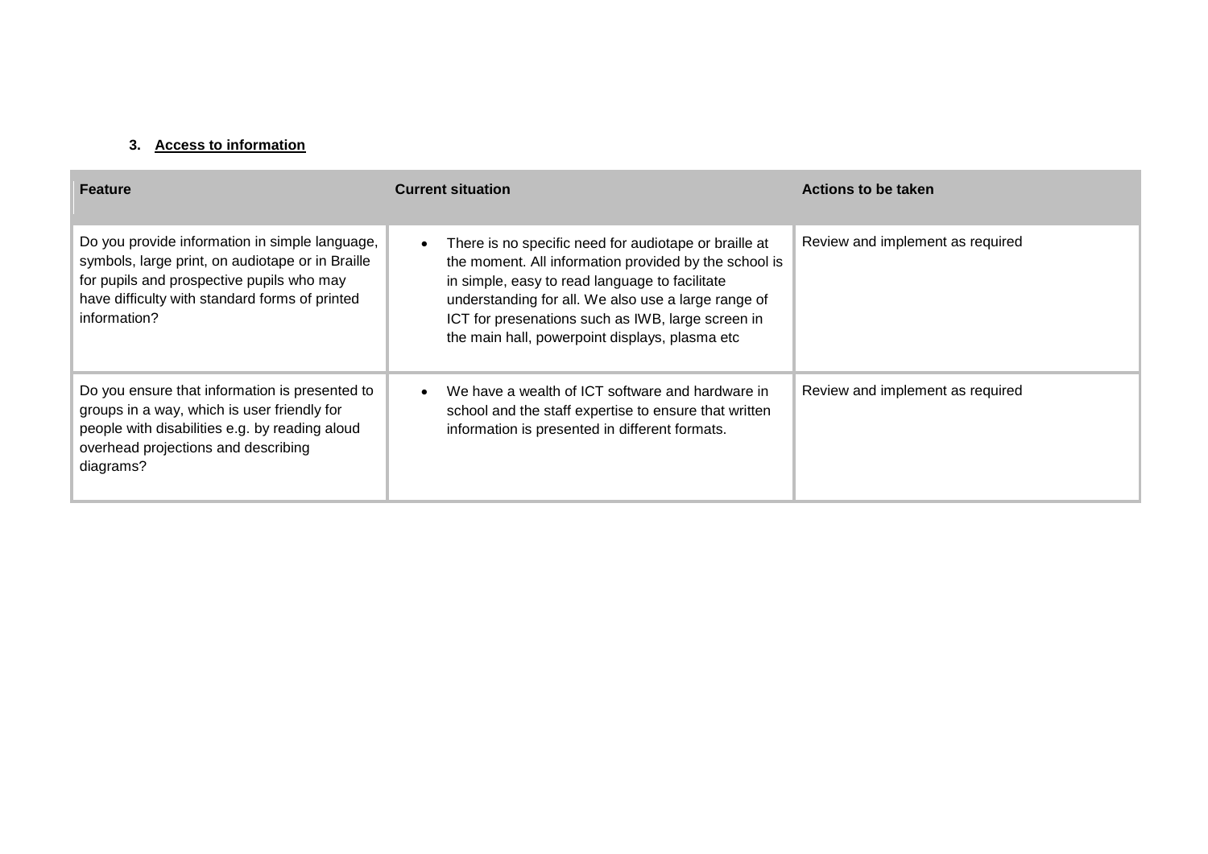### 3. **Access to information**

| Feature | Current situation | Actions to be taken |
|---|---|---|
| Do you provide information in simple language, symbols, large print, on audiotape or in Braille for pupils and prospective pupils who may have difficulty with standard forms of printed information? | • There is no specific need for audiotape or braille at the moment. All information provided by the school is in simple, easy to read language to facilitate understanding for all. We also use a large range of ICT for presenations such as IWB, large screen in the main hall, powerpoint displays, plasma etc | Review and implement as required |
| Do you ensure that information is presented to groups in a way, which is user friendly for people with disabilities e.g. by reading aloud overhead projections and describing diagrams? | • We have a wealth of ICT software and hardware in school and the staff expertise to ensure that written information is presented in different formats. | Review and implement as required |